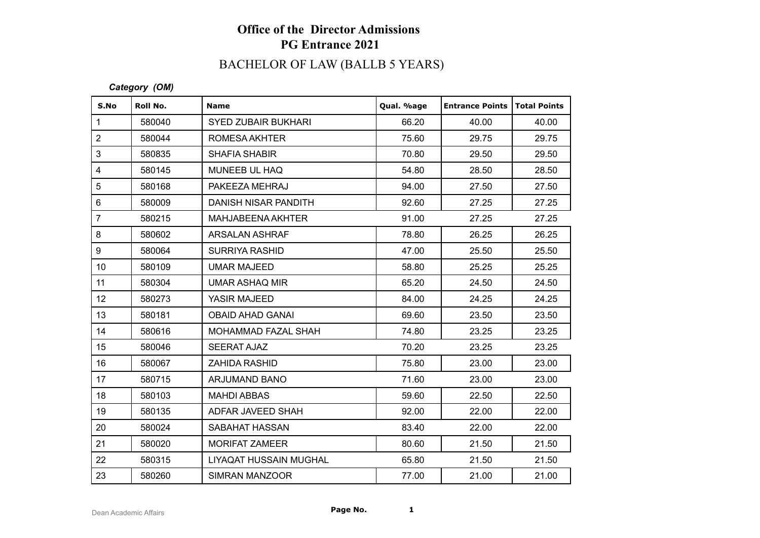# Office of the Director Admissions

## PG Entrance 2021

## BACHELOR OF LAW (BALLB 5 YEARS)

***Category (OM)***

| S.No | Roll No. | Name | Qual. %age | Entrance Points | Total Points |
|---|---|---|---|---|---|
| 1 | 580040 | SYED ZUBAIR BUKHARI | 66.20 | 40.00 | 40.00 |
| 2 | 580044 | ROMESA AKHTER | 75.60 | 29.75 | 29.75 |
| 3 | 580835 | SHAFIA SHABIR | 70.80 | 29.50 | 29.50 |
| 4 | 580145 | MUNEEB UL HAQ | 54.80 | 28.50 | 28.50 |
| 5 | 580168 | PAKEEZA MEHRAJ | 94.00 | 27.50 | 27.50 |
| 6 | 580009 | DANISH NISAR PANDITH | 92.60 | 27.25 | 27.25 |
| 7 | 580215 | MAHJABEENA AKHTER | 91.00 | 27.25 | 27.25 |
| 8 | 580602 | ARSALAN ASHRAF | 78.80 | 26.25 | 26.25 |
| 9 | 580064 | SURRIYA RASHID | 47.00 | 25.50 | 25.50 |
| 10 | 580109 | UMAR MAJEED | 58.80 | 25.25 | 25.25 |
| 11 | 580304 | UMAR ASHAQ MIR | 65.20 | 24.50 | 24.50 |
| 12 | 580273 | YASIR MAJEED | 84.00 | 24.25 | 24.25 |
| 13 | 580181 | OBAID AHAD GANAI | 69.60 | 23.50 | 23.50 |
| 14 | 580616 | MOHAMMAD FAZAL SHAH | 74.80 | 23.25 | 23.25 |
| 15 | 580046 | SEERAT AJAZ | 70.20 | 23.25 | 23.25 |
| 16 | 580067 | ZAHIDA RASHID | 75.80 | 23.00 | 23.00 |
| 17 | 580715 | ARJUMAND BANO | 71.60 | 23.00 | 23.00 |
| 18 | 580103 | MAHDI ABBAS | 59.60 | 22.50 | 22.50 |
| 19 | 580135 | ADFAR JAVEED SHAH | 92.00 | 22.00 | 22.00 |
| 20 | 580024 | SABAHAT HASSAN | 83.40 | 22.00 | 22.00 |
| 21 | 580020 | MORIFAT ZAMEER | 80.60 | 21.50 | 21.50 |
| 22 | 580315 | LIYAQAT HUSSAIN MUGHAL | 65.80 | 21.50 | 21.50 |
| 23 | 580260 | SIMRAN MANZOOR | 77.00 | 21.00 | 21.00 |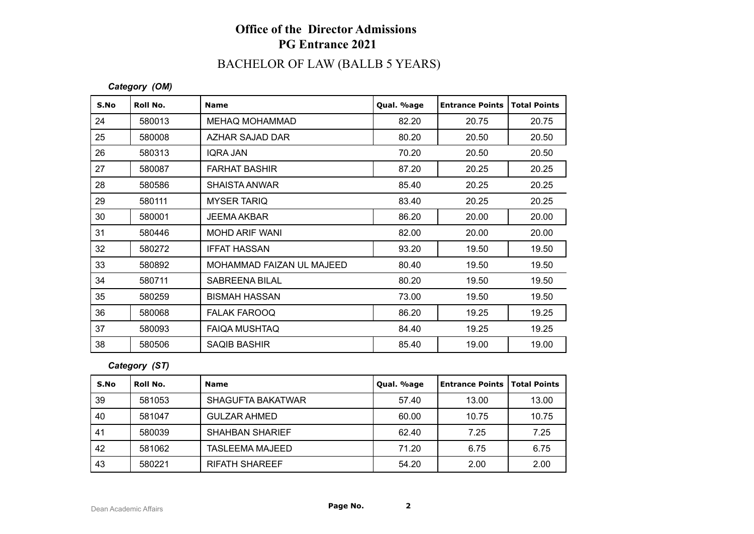# Office of the Director Admissions
# PG Entrance 2021

## BACHELOR OF LAW (BALLB 5 YEARS)

***Category (OM)***

| S.No | Roll No. | Name | Qual. %age | Entrance Points | Total Points |
|---|---|---|---|---|---|
| 24 | 580013 | MEHAQ MOHAMMAD | 82.20 | 20.75 | 20.75 |
| 25 | 580008 | AZHAR SAJAD DAR | 80.20 | 20.50 | 20.50 |
| 26 | 580313 | IQRA JAN | 70.20 | 20.50 | 20.50 |
| 27 | 580087 | FARHAT BASHIR | 87.20 | 20.25 | 20.25 |
| 28 | 580586 | SHAISTA ANWAR | 85.40 | 20.25 | 20.25 |
| 29 | 580111 | MYSER TARIQ | 83.40 | 20.25 | 20.25 |
| 30 | 580001 | JEEMA AKBAR | 86.20 | 20.00 | 20.00 |
| 31 | 580446 | MOHD ARIF WANI | 82.00 | 20.00 | 20.00 |
| 32 | 580272 | IFFAT HASSAN | 93.20 | 19.50 | 19.50 |
| 33 | 580892 | MOHAMMAD FAIZAN UL MAJEED | 80.40 | 19.50 | 19.50 |
| 34 | 580711 | SABREENA BILAL | 80.20 | 19.50 | 19.50 |
| 35 | 580259 | BISMAH HASSAN | 73.00 | 19.50 | 19.50 |
| 36 | 580068 | FALAK FAROOQ | 86.20 | 19.25 | 19.25 |
| 37 | 580093 | FAIQA MUSHTAQ | 84.40 | 19.25 | 19.25 |
| 38 | 580506 | SAQIB BASHIR | 85.40 | 19.00 | 19.00 |

***Category (ST)***

| S.No | Roll No. | Name | Qual. %age | Entrance Points | Total Points |
|---|---|---|---|---|---|
| 39 | 581053 | SHAGUFTA BAKATWAR | 57.40 | 13.00 | 13.00 |
| 40 | 581047 | GULZAR AHMED | 60.00 | 10.75 | 10.75 |
| 41 | 580039 | SHAHBAN SHARIEF | 62.40 | 7.25 | 7.25 |
| 42 | 581062 | TASLEEMA MAJEED | 71.20 | 6.75 | 6.75 |
| 43 | 580221 | RIFATH SHAREEF | 54.20 | 2.00 | 2.00 |

Dean Academic Affairs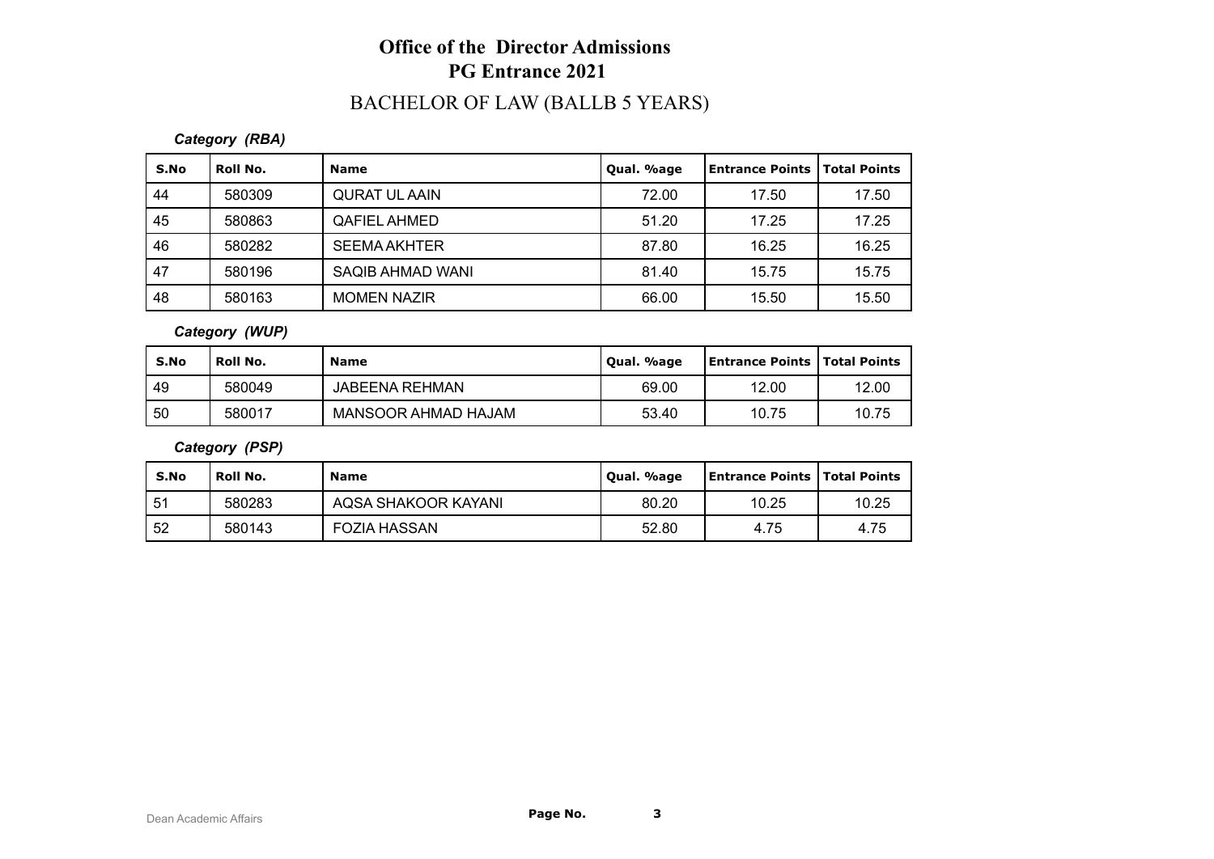# Office of the Director Admissions
# PG Entrance 2021

## BACHELOR OF LAW (BALLB 5 YEARS)

***Category (RBA)***

| S.No | Roll No. | Name | Qual. %age | Entrance Points | Total Points |
|---|---|---|---|---|---|
| 44 | 580309 | QURAT UL AAIN | 72.00 | 17.50 | 17.50 |
| 45 | 580863 | QAFIEL AHMED | 51.20 | 17.25 | 17.25 |
| 46 | 580282 | SEEMA AKHTER | 87.80 | 16.25 | 16.25 |
| 47 | 580196 | SAQIB AHMAD WANI | 81.40 | 15.75 | 15.75 |
| 48 | 580163 | MOMEN NAZIR | 66.00 | 15.50 | 15.50 |

***Category (WUP)***

| S.No | Roll No. | Name | Qual. %age | Entrance Points | Total Points |
|---|---|---|---|---|---|
| 49 | 580049 | JABEENA REHMAN | 69.00 | 12.00 | 12.00 |
| 50 | 580017 | MANSOOR AHMAD HAJAM | 53.40 | 10.75 | 10.75 |

***Category (PSP)***

| S.No | Roll No. | Name | Qual. %age | Entrance Points | Total Points |
|---|---|---|---|---|---|
| 51 | 580283 | AQSA SHAKOOR KAYANI | 80.20 | 10.25 | 10.25 |
| 52 | 580143 | FOZIA HASSAN | 52.80 | 4.75 | 4.75 |

Dean Academic Affairs